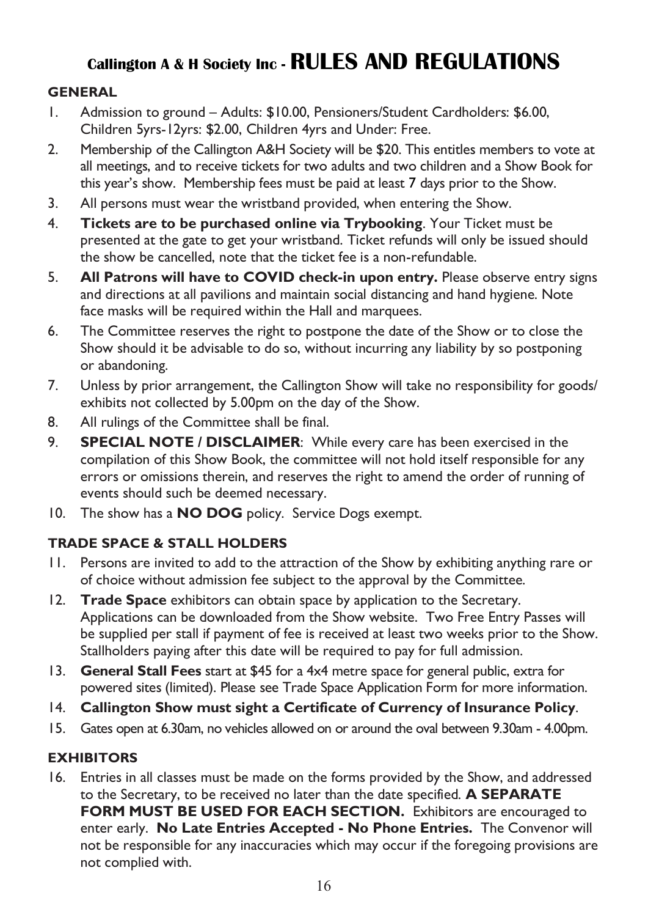# Callington A & H Society Inc - RULES AND REGULATIONS

## GENERAL

1. Admission to ground – Adults: $10.00, Pensioners/Student Cardholders: $6.00, Children 5yrs-12yrs: $2.00, Children 4yrs and Under: Free.
2. Membership of the Callington A&H Society will be $20. This entitles members to vote at all meetings, and to receive tickets for two adults and two children and a Show Book for this year's show. Membership fees must be paid at least 7 days prior to the Show.
3. All persons must wear the wristband provided, when entering the Show.
4. **Tickets are to be purchased online via Trybooking**. Your Ticket must be presented at the gate to get your wristband. Ticket refunds will only be issued should the show be cancelled, note that the ticket fee is a non-refundable.
5. **All Patrons will have to COVID check-in upon entry.** Please observe entry signs and directions at all pavilions and maintain social distancing and hand hygiene. Note face masks will be required within the Hall and marquees.
6. The Committee reserves the right to postpone the date of the Show or to close the Show should it be advisable to do so, without incurring any liability by so postponing or abandoning.
7. Unless by prior arrangement, the Callington Show will take no responsibility for goods/ exhibits not collected by 5.00pm on the day of the Show.
8. All rulings of the Committee shall be final.
9. **SPECIAL NOTE / DISCLAIMER**: While every care has been exercised in the compilation of this Show Book, the committee will not hold itself responsible for any errors or omissions therein, and reserves the right to amend the order of running of events should such be deemed necessary.
10. The show has a **NO DOG** policy. Service Dogs exempt.

## TRADE SPACE & STALL HOLDERS

11. Persons are invited to add to the attraction of the Show by exhibiting anything rare or of choice without admission fee subject to the approval by the Committee.
12. **Trade Space** exhibitors can obtain space by application to the Secretary. Applications can be downloaded from the Show website. Two Free Entry Passes will be supplied per stall if payment of fee is received at least two weeks prior to the Show. Stallholders paying after this date will be required to pay for full admission.
13. **General Stall Fees** start at $45 for a 4x4 metre space for general public, extra for powered sites (limited). Please see Trade Space Application Form for more information.
14. **Callington Show must sight a Certificate of Currency of Insurance Policy**.
15. Gates open at 6.30am, no vehicles allowed on or around the oval between 9.30am - 4.00pm.

## EXHIBITORS

16. Entries in all classes must be made on the forms provided by the Show, and addressed to the Secretary, to be received no later than the date specified. **A SEPARATE FORM MUST BE USED FOR EACH SECTION.** Exhibitors are encouraged to enter early. **No Late Entries Accepted - No Phone Entries.** The Convenor will not be responsible for any inaccuracies which may occur if the foregoing provisions are not complied with.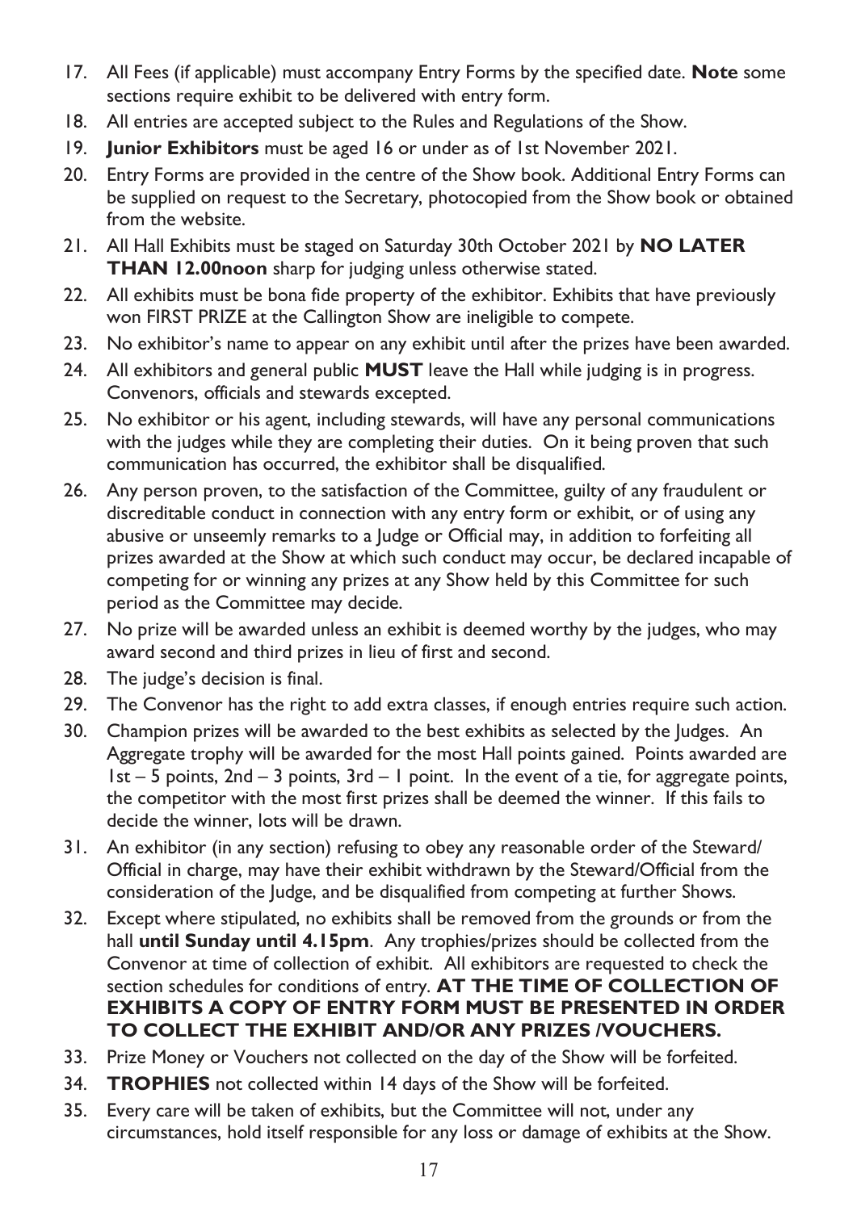17. All Fees (if applicable) must accompany Entry Forms by the specified date. **Note** some sections require exhibit to be delivered with entry form.
18. All entries are accepted subject to the Rules and Regulations of the Show.
19. **Junior Exhibitors** must be aged 16 or under as of 1st November 2021.
20. Entry Forms are provided in the centre of the Show book. Additional Entry Forms can be supplied on request to the Secretary, photocopied from the Show book or obtained from the website.
21. All Hall Exhibits must be staged on Saturday 30th October 2021 by **NO LATER THAN 12.00noon** sharp for judging unless otherwise stated.
22. All exhibits must be bona fide property of the exhibitor. Exhibits that have previously won FIRST PRIZE at the Callington Show are ineligible to compete.
23. No exhibitor's name to appear on any exhibit until after the prizes have been awarded.
24. All exhibitors and general public **MUST** leave the Hall while judging is in progress. Convenors, officials and stewards excepted.
25. No exhibitor or his agent, including stewards, will have any personal communications with the judges while they are completing their duties. On it being proven that such communication has occurred, the exhibitor shall be disqualified.
26. Any person proven, to the satisfaction of the Committee, guilty of any fraudulent or discreditable conduct in connection with any entry form or exhibit, or of using any abusive or unseemly remarks to a Judge or Official may, in addition to forfeiting all prizes awarded at the Show at which such conduct may occur, be declared incapable of competing for or winning any prizes at any Show held by this Committee for such period as the Committee may decide.
27. No prize will be awarded unless an exhibit is deemed worthy by the judges, who may award second and third prizes in lieu of first and second.
28. The judge's decision is final.
29. The Convenor has the right to add extra classes, if enough entries require such action.
30. Champion prizes will be awarded to the best exhibits as selected by the Judges. An Aggregate trophy will be awarded for the most Hall points gained. Points awarded are 1st – 5 points, 2nd – 3 points, 3rd – 1 point. In the event of a tie, for aggregate points, the competitor with the most first prizes shall be deemed the winner. If this fails to decide the winner, lots will be drawn.
31. An exhibitor (in any section) refusing to obey any reasonable order of the Steward/ Official in charge, may have their exhibit withdrawn by the Steward/Official from the consideration of the Judge, and be disqualified from competing at further Shows.
32. Except where stipulated, no exhibits shall be removed from the grounds or from the hall **until Sunday until 4.15pm**. Any trophies/prizes should be collected from the Convenor at time of collection of exhibit. All exhibitors are requested to check the section schedules for conditions of entry. **AT THE TIME OF COLLECTION OF EXHIBITS A COPY OF ENTRY FORM MUST BE PRESENTED IN ORDER TO COLLECT THE EXHIBIT AND/OR ANY PRIZES /VOUCHERS.**
33. Prize Money or Vouchers not collected on the day of the Show will be forfeited.
34. **TROPHIES** not collected within 14 days of the Show will be forfeited.
35. Every care will be taken of exhibits, but the Committee will not, under any circumstances, hold itself responsible for any loss or damage of exhibits at the Show.